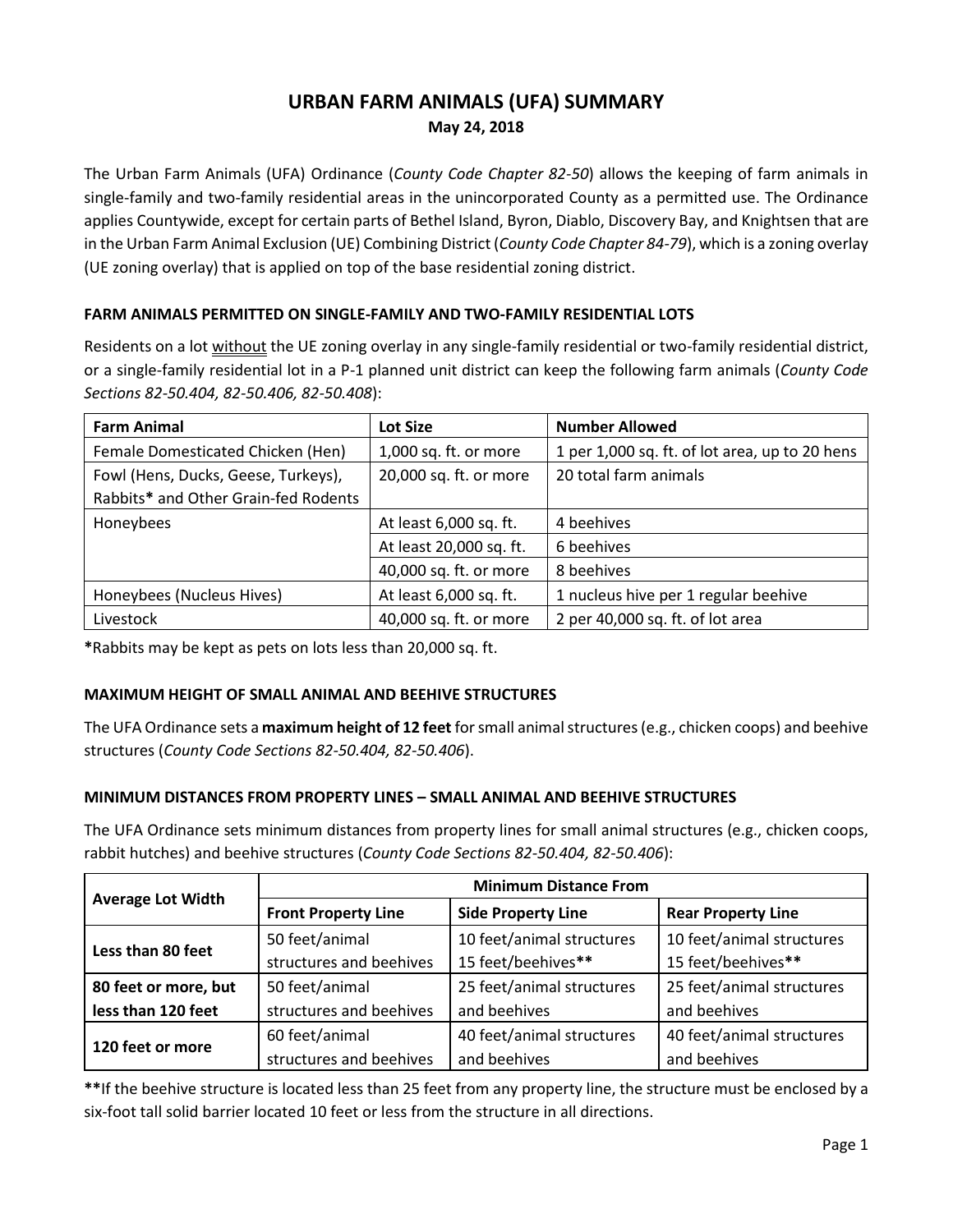# URBAN FARM ANIMALS (UFA) SUMMARY

**May 24, 2018**

The Urban Farm Animals (UFA) Ordinance (*County Code Chapter 82-50*) allows the keeping of farm animals in single-family and two-family residential areas in the unincorporated County as a permitted use. The Ordinance applies Countywide, except for certain parts of Bethel Island, Byron, Diablo, Discovery Bay, and Knightsen that are in the Urban Farm Animal Exclusion (UE) Combining District (*County Code Chapter 84-79*), which is a zoning overlay (UE zoning overlay) that is applied on top of the base residential zoning district.

### FARM ANIMALS PERMITTED ON SINGLE-FAMILY AND TWO-FAMILY RESIDENTIAL LOTS

Residents on a lot without the UE zoning overlay in any single-family residential or two-family residential district, or a single-family residential lot in a P-1 planned unit district can keep the following farm animals (*County Code Sections 82-50.404, 82-50.406, 82-50.408*):

| Farm Animal | Lot Size | Number Allowed |
| --- | --- | --- |
| Female Domesticated Chicken (Hen) | 1,000 sq. ft. or more | 1 per 1,000 sq. ft. of lot area, up to 20 hens |
| Fowl (Hens, Ducks, Geese, Turkeys), Rabbits* and Other Grain-fed Rodents | 20,000 sq. ft. or more | 20 total farm animals |
| Honeybees | At least 6,000 sq. ft. | 4 beehives |
| | At least 20,000 sq. ft. | 6 beehives |
| | 40,000 sq. ft. or more | 8 beehives |
| Honeybees (Nucleus Hives) | At least 6,000 sq. ft. | 1 nucleus hive per 1 regular beehive |
| Livestock | 40,000 sq. ft. or more | 2 per 40,000 sq. ft. of lot area |

**\***Rabbits may be kept as pets on lots less than 20,000 sq. ft.

### MAXIMUM HEIGHT OF SMALL ANIMAL AND BEEHIVE STRUCTURES

The UFA Ordinance sets a **maximum height of 12 feet** for small animal structures (e.g., chicken coops) and beehive structures (*County Code Sections 82-50.404, 82-50.406*).

### MINIMUM DISTANCES FROM PROPERTY LINES – SMALL ANIMAL AND BEEHIVE STRUCTURES

The UFA Ordinance sets minimum distances from property lines for small animal structures (e.g., chicken coops, rabbit hutches) and beehive structures (*County Code Sections 82-50.404, 82-50.406*):

| Average Lot Width | Minimum Distance From | | |
| --- | --- | --- | --- |
| | **Front Property Line** | **Side Property Line** | **Rear Property Line** |
| **Less than 80 feet** | 50 feet/animal structures and beehives | 10 feet/animal structures 15 feet/beehives** | 10 feet/animal structures 15 feet/beehives** |
| **80 feet or more, but less than 120 feet** | 50 feet/animal structures and beehives | 25 feet/animal structures and beehives | 25 feet/animal structures and beehives |
| **120 feet or more** | 60 feet/animal structures and beehives | 40 feet/animal structures and beehives | 40 feet/animal structures and beehives |

**\*\***If the beehive structure is located less than 25 feet from any property line, the structure must be enclosed by a six-foot tall solid barrier located 10 feet or less from the structure in all directions.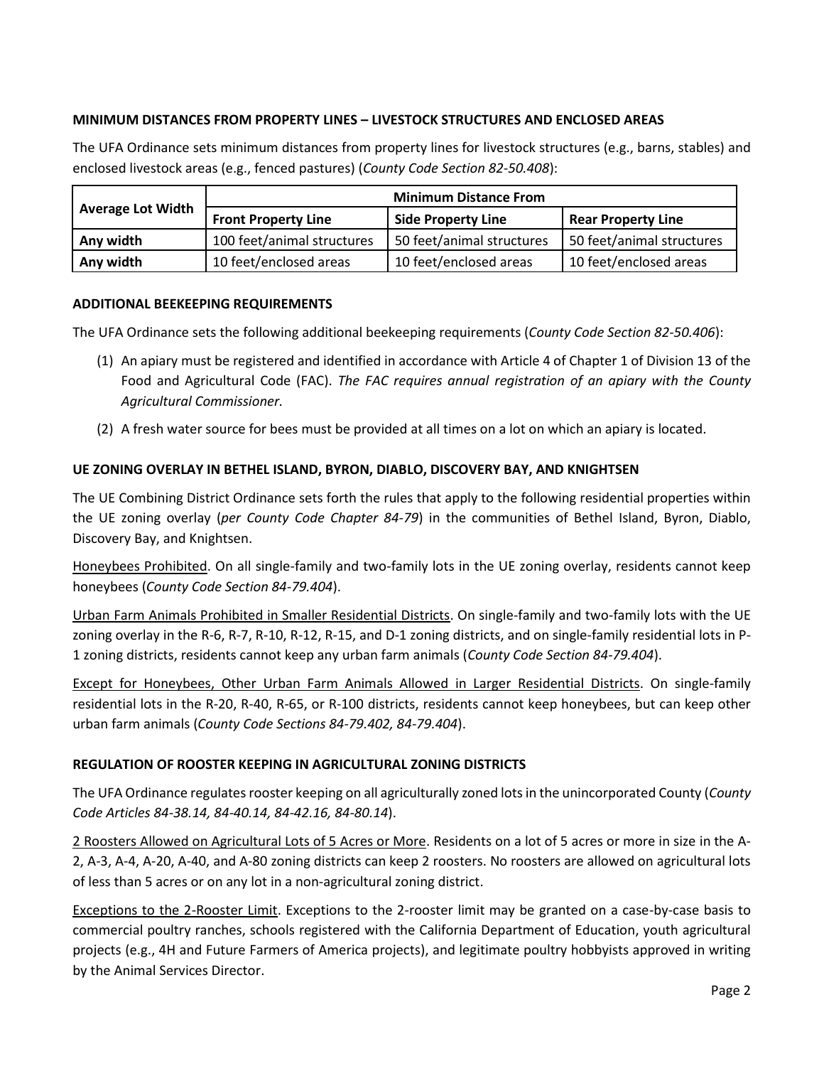**MINIMUM DISTANCES FROM PROPERTY LINES – LIVESTOCK STRUCTURES AND ENCLOSED AREAS**

The UFA Ordinance sets minimum distances from property lines for livestock structures (e.g., barns, stables) and enclosed livestock areas (e.g., fenced pastures) (*County Code Section 82-50.408*):

| Average Lot Width | Minimum Distance From | | |
|---|---|---|---|
| | Front Property Line | Side Property Line | Rear Property Line |
| Any width | 100 feet/animal structures | 50 feet/animal structures | 50 feet/animal structures |
| Any width | 10 feet/enclosed areas | 10 feet/enclosed areas | 10 feet/enclosed areas |

**ADDITIONAL BEEKEEPING REQUIREMENTS**

The UFA Ordinance sets the following additional beekeeping requirements (*County Code Section 82-50.406*):

(1) An apiary must be registered and identified in accordance with Article 4 of Chapter 1 of Division 13 of the Food and Agricultural Code (FAC). *The FAC requires annual registration of an apiary with the County Agricultural Commissioner.*

(2) A fresh water source for bees must be provided at all times on a lot on which an apiary is located.

**UE ZONING OVERLAY IN BETHEL ISLAND, BYRON, DIABLO, DISCOVERY BAY, AND KNIGHTSEN**

The UE Combining District Ordinance sets forth the rules that apply to the following residential properties within the UE zoning overlay (*per County Code Chapter 84-79*) in the communities of Bethel Island, Byron, Diablo, Discovery Bay, and Knightsen.

Honeybees Prohibited. On all single-family and two-family lots in the UE zoning overlay, residents cannot keep honeybees (*County Code Section 84-79.404*).

Urban Farm Animals Prohibited in Smaller Residential Districts. On single-family and two-family lots with the UE zoning overlay in the R-6, R-7, R-10, R-12, R-15, and D-1 zoning districts, and on single-family residential lots in P-1 zoning districts, residents cannot keep any urban farm animals (*County Code Section 84-79.404*).

Except for Honeybees, Other Urban Farm Animals Allowed in Larger Residential Districts. On single-family residential lots in the R-20, R-40, R-65, or R-100 districts, residents cannot keep honeybees, but can keep other urban farm animals (*County Code Sections 84-79.402, 84-79.404*).

**REGULATION OF ROOSTER KEEPING IN AGRICULTURAL ZONING DISTRICTS**

The UFA Ordinance regulates rooster keeping on all agriculturally zoned lots in the unincorporated County (*County Code Articles 84-38.14, 84-40.14, 84-42.16, 84-80.14*).

2 Roosters Allowed on Agricultural Lots of 5 Acres or More. Residents on a lot of 5 acres or more in size in the A-2, A-3, A-4, A-20, A-40, and A-80 zoning districts can keep 2 roosters. No roosters are allowed on agricultural lots of less than 5 acres or on any lot in a non-agricultural zoning district.

Exceptions to the 2-Rooster Limit. Exceptions to the 2-rooster limit may be granted on a case-by-case basis to commercial poultry ranches, schools registered with the California Department of Education, youth agricultural projects (e.g., 4H and Future Farmers of America projects), and legitimate poultry hobbyists approved in writing by the Animal Services Director.